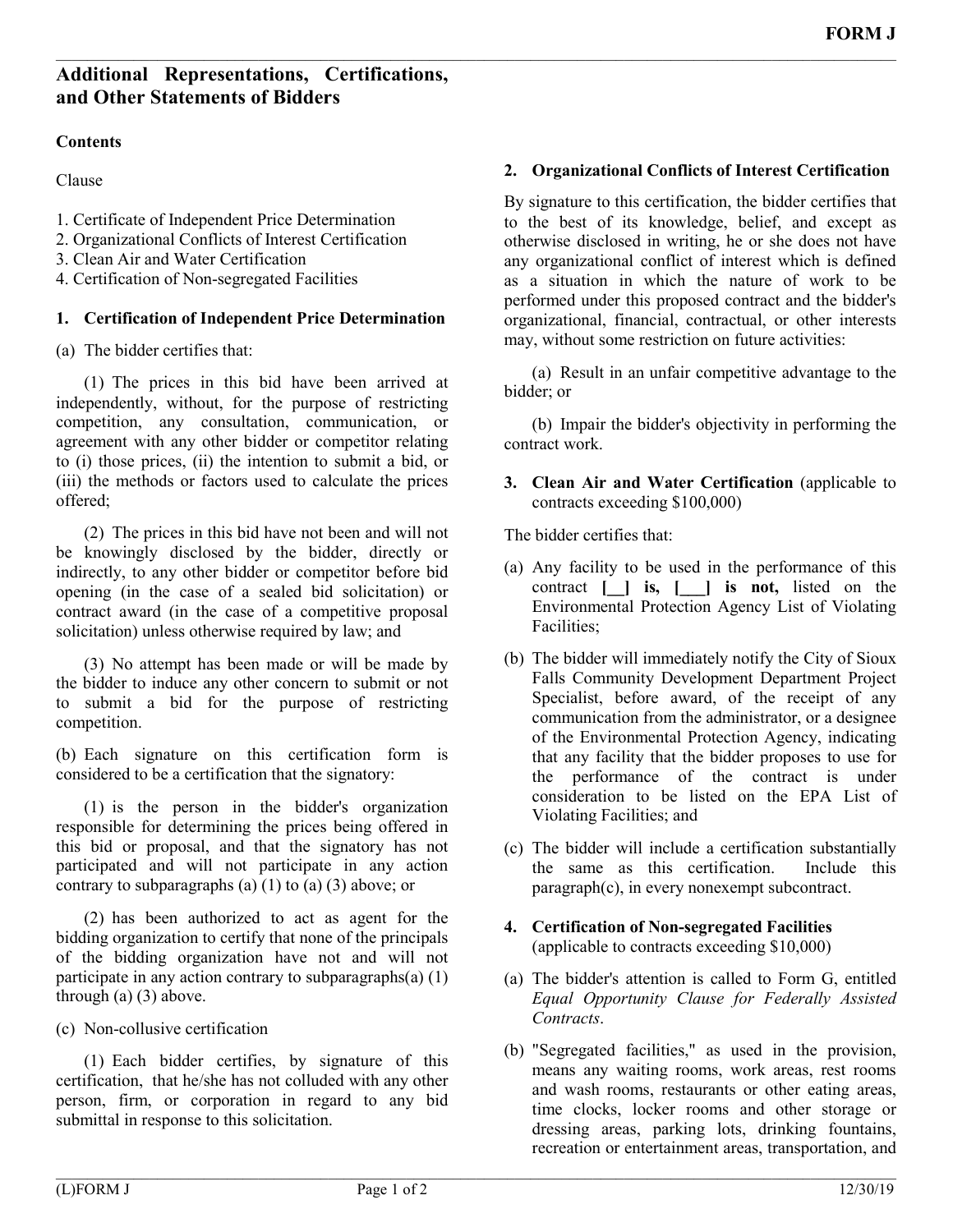## Additional Representations, Certifications, and Other Statements of Bidders

**Contents**

Clause

1. Certificate of Independent Price Determination
2. Organizational Conflicts of Interest Certification
3. Clean Air and Water Certification
4. Certification of Non-segregated Facilities

### 1. Certification of Independent Price Determination

(a) The bidder certifies that:

(1) The prices in this bid have been arrived at independently, without, for the purpose of restricting competition, any consultation, communication, or agreement with any other bidder or competitor relating to (i) those prices, (ii) the intention to submit a bid, or (iii) the methods or factors used to calculate the prices offered;

(2) The prices in this bid have not been and will not be knowingly disclosed by the bidder, directly or indirectly, to any other bidder or competitor before bid opening (in the case of a sealed bid solicitation) or contract award (in the case of a competitive proposal solicitation) unless otherwise required by law; and

(3) No attempt has been made or will be made by the bidder to induce any other concern to submit or not to submit a bid for the purpose of restricting competition.

(b) Each signature on this certification form is considered to be a certification that the signatory:

(1) is the person in the bidder's organization responsible for determining the prices being offered in this bid or proposal, and that the signatory has not participated and will not participate in any action contrary to subparagraphs (a) (1) to (a) (3) above; or

(2) has been authorized to act as agent for the bidding organization to certify that none of the principals of the bidding organization have not and will not participate in any action contrary to subparagraphs(a) (1) through (a) (3) above.

(c) Non-collusive certification

(1) Each bidder certifies, by signature of this certification, that he/she has not colluded with any other person, firm, or corporation in regard to any bid submittal in response to this solicitation.

### 2. Organizational Conflicts of Interest Certification

By signature to this certification, the bidder certifies that to the best of its knowledge, belief, and except as otherwise disclosed in writing, he or she does not have any organizational conflict of interest which is defined as a situation in which the nature of work to be performed under this proposed contract and the bidder's organizational, financial, contractual, or other interests may, without some restriction on future activities:

(a) Result in an unfair competitive advantage to the bidder; or

(b) Impair the bidder's objectivity in performing the contract work.

### 3. Clean Air and Water Certification (applicable to contracts exceeding $100,000)

The bidder certifies that:

(a) Any facility to be used in the performance of this contract **[__] is, [___] is not,** listed on the Environmental Protection Agency List of Violating Facilities;

(b) The bidder will immediately notify the City of Sioux Falls Community Development Department Project Specialist, before award, of the receipt of any communication from the administrator, or a designee of the Environmental Protection Agency, indicating that any facility that the bidder proposes to use for the performance of the contract is under consideration to be listed on the EPA List of Violating Facilities; and

(c) The bidder will include a certification substantially the same as this certification. Include this paragraph(c), in every nonexempt subcontract.

### 4. Certification of Non-segregated Facilities
(applicable to contracts exceeding $10,000)

(a) The bidder's attention is called to Form G, entitled *Equal Opportunity Clause for Federally Assisted Contracts*.

(b) "Segregated facilities," as used in the provision, means any waiting rooms, work areas, rest rooms and wash rooms, restaurants or other eating areas, time clocks, locker rooms and other storage or dressing areas, parking lots, drinking fountains, recreation or entertainment areas, transportation, and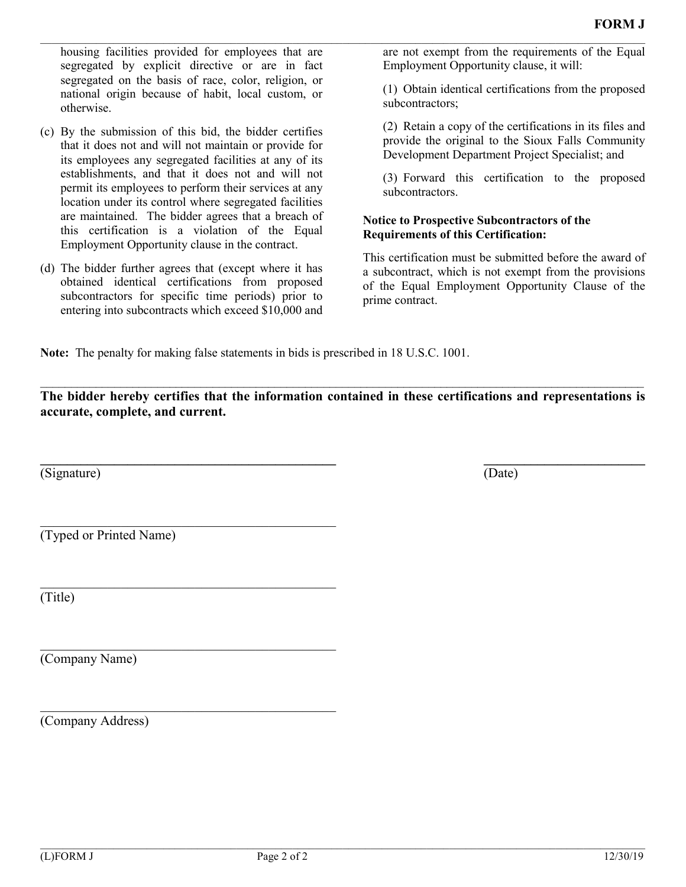housing facilities provided for employees that are segregated by explicit directive or are in fact segregated on the basis of race, color, religion, or national origin because of habit, local custom, or otherwise.

(c) By the submission of this bid, the bidder certifies that it does not and will not maintain or provide for its employees any segregated facilities at any of its establishments, and that it does not and will not permit its employees to perform their services at any location under its control where segregated facilities are maintained. The bidder agrees that a breach of this certification is a violation of the Equal Employment Opportunity clause in the contract.

(d) The bidder further agrees that (except where it has obtained identical certifications from proposed subcontractors for specific time periods) prior to entering into subcontracts which exceed $10,000 and are not exempt from the requirements of the Equal Employment Opportunity clause, it will:

(1) Obtain identical certifications from the proposed subcontractors;

(2) Retain a copy of the certifications in its files and provide the original to the Sioux Falls Community Development Department Project Specialist; and

(3) Forward this certification to the proposed subcontractors.

**Notice to Prospective Subcontractors of the Requirements of this Certification:**

This certification must be submitted before the award of a subcontract, which is not exempt from the provisions of the Equal Employment Opportunity Clause of the prime contract.

**Note:** The penalty for making false statements in bids is prescribed in 18 U.S.C. 1001.

**The bidder hereby certifies that the information contained in these certifications and representations is accurate, complete, and current.**

\_\_\_\_\_\_\_\_\_\_\_\_\_\_\_\_\_\_\_\_\_\_\_\_\_\_\_\_\_\_\_\_\_\_\_\_\_\_\_\_\_\_\_\_
(Signature)

\_\_\_\_\_\_\_\_\_\_\_\_\_\_\_\_\_\_\_\_\_\_\_\_
(Date)

\_\_\_\_\_\_\_\_\_\_\_\_\_\_\_\_\_\_\_\_\_\_\_\_\_\_\_\_\_\_\_\_\_\_\_\_\_\_\_\_\_\_\_\_
(Typed or Printed Name)

\_\_\_\_\_\_\_\_\_\_\_\_\_\_\_\_\_\_\_\_\_\_\_\_\_\_\_\_\_\_\_\_\_\_\_\_\_\_\_\_\_\_\_\_
(Title)

\_\_\_\_\_\_\_\_\_\_\_\_\_\_\_\_\_\_\_\_\_\_\_\_\_\_\_\_\_\_\_\_\_\_\_\_\_\_\_\_\_\_\_\_
(Company Name)

\_\_\_\_\_\_\_\_\_\_\_\_\_\_\_\_\_\_\_\_\_\_\_\_\_\_\_\_\_\_\_\_\_\_\_\_\_\_\_\_\_\_\_\_
(Company Address)